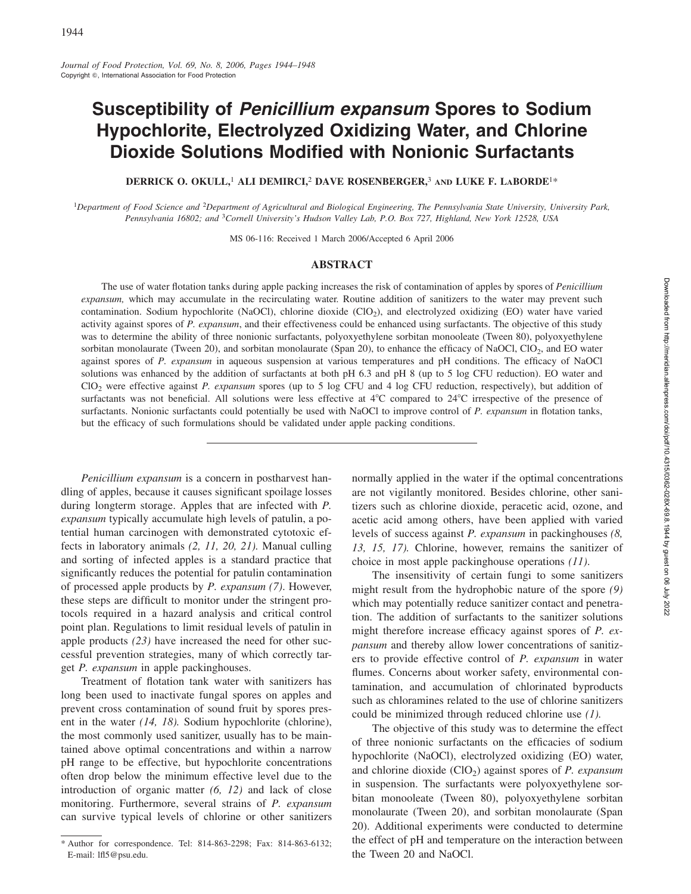# Susceptibility of *Penicillium expansum* Spores to Sodium Hypochlorite, Electrolyzed Oxidizing Water, and Chlorine Dioxide Solutions Modified with Nonionic Surfactants

**DERRICK O. OKULL,[1] ALI DEMIRCI,[2] DAVE ROSENBERGER,[3] AND LUKE F. LABORDE[1]***

[1]Department of Food Science and [2]Department of Agricultural and Biological Engineering, The Pennsylvania State University, University Park, Pennsylvania 16802; and [3]Cornell University's Hudson Valley Lab, P.O. Box 727, Highland, New York 12528, USA

MS 06-116: Received 1 March 2006/Accepted 6 April 2006

## ABSTRACT

The use of water flotation tanks during apple packing increases the risk of contamination of apples by spores of *Penicillium expansum,* which may accumulate in the recirculating water. Routine addition of sanitizers to the water may prevent such contamination. Sodium hypochlorite (NaOCl), chlorine dioxide ($ClO_2$), and electrolyzed oxidizing (EO) water have varied activity against spores of *P. expansum*, and their effectiveness could be enhanced using surfactants. The objective of this study was to determine the ability of three nonionic surfactants, polyoxyethylene sorbitan monooleate (Tween 80), polyoxyethylene sorbitan monolaurate (Tween 20), and sorbitan monolaurate (Span 20), to enhance the efficacy of NaOCl, $ClO_2$, and EO water against spores of *P. expansum* in aqueous suspension at various temperatures and pH conditions. The efficacy of NaOCl solutions was enhanced by the addition of surfactants at both pH 6.3 and pH 8 (up to 5 log CFU reduction). EO water and $ClO_2$ were effective against *P. expansum* spores (up to 5 log CFU and 4 log CFU reduction, respectively), but addition of surfactants was not beneficial. All solutions were less effective at 4°C compared to 24°C irrespective of the presence of surfactants. Nonionic surfactants could potentially be used with NaOCl to improve control of *P. expansum* in flotation tanks, but the efficacy of such formulations should be validated under apple packing conditions.

---

*Penicillium expansum* is a concern in postharvest handling of apples, because it causes significant spoilage losses during longterm storage. Apples that are infected with *P. expansum* typically accumulate high levels of patulin, a potential human carcinogen with demonstrated cytotoxic effects in laboratory animals *(2, 11, 20, 21).* Manual culling and sorting of infected apples is a standard practice that significantly reduces the potential for patulin contamination of processed apple products by *P. expansum (7).* However, these steps are difficult to monitor under the stringent protocols required in a hazard analysis and critical control point plan. Regulations to limit residual levels of patulin in apple products *(23)* have increased the need for other successful prevention strategies, many of which correctly target *P. expansum* in apple packinghouses.

Treatment of flotation tank water with sanitizers has long been used to inactivate fungal spores on apples and prevent cross contamination of sound fruit by spores present in the water *(14, 18).* Sodium hypochlorite (chlorine), the most commonly used sanitizer, usually has to be maintained above optimal concentrations and within a narrow pH range to be effective, but hypochlorite concentrations often drop below the minimum effective level due to the introduction of organic matter *(6, 12)* and lack of close monitoring. Furthermore, several strains of *P. expansum* can survive typical levels of chlorine or other sanitizers normally applied in the water if the optimal concentrations are not vigilantly monitored. Besides chlorine, other sanitizers such as chlorine dioxide, peracetic acid, ozone, and acetic acid among others, have been applied with varied levels of success against *P. expansum* in packinghouses *(8, 13, 15, 17).* Chlorine, however, remains the sanitizer of choice in most apple packinghouse operations *(11).*

The insensitivity of certain fungi to some sanitizers might result from the hydrophobic nature of the spore *(9)* which may potentially reduce sanitizer contact and penetration. The addition of surfactants to the sanitizer solutions might therefore increase efficacy against spores of *P. expansum* and thereby allow lower concentrations of sanitizers to provide effective control of *P. expansum* in water flumes. Concerns about worker safety, environmental contamination, and accumulation of chlorinated byproducts such as chloramines related to the use of chlorine sanitizers could be minimized through reduced chlorine use *(1).*

The objective of this study was to determine the effect of three nonionic surfactants on the efficacies of sodium hypochlorite (NaOCl), electrolyzed oxidizing (EO) water, and chlorine dioxide ($ClO_2$) against spores of *P. expansum* in suspension. The surfactants were polyoxyethylene sorbitan monooleate (Tween 80), polyoxyethylene sorbitan monolaurate (Tween 20), and sorbitan monolaurate (Span 20). Additional experiments were conducted to determine the effect of pH and temperature on the interaction between the Tween 20 and NaOCl.

---

* Author for correspondence. Tel: 814-863-2298; Fax: 814-863-6132; E-mail: lfl5@psu.edu.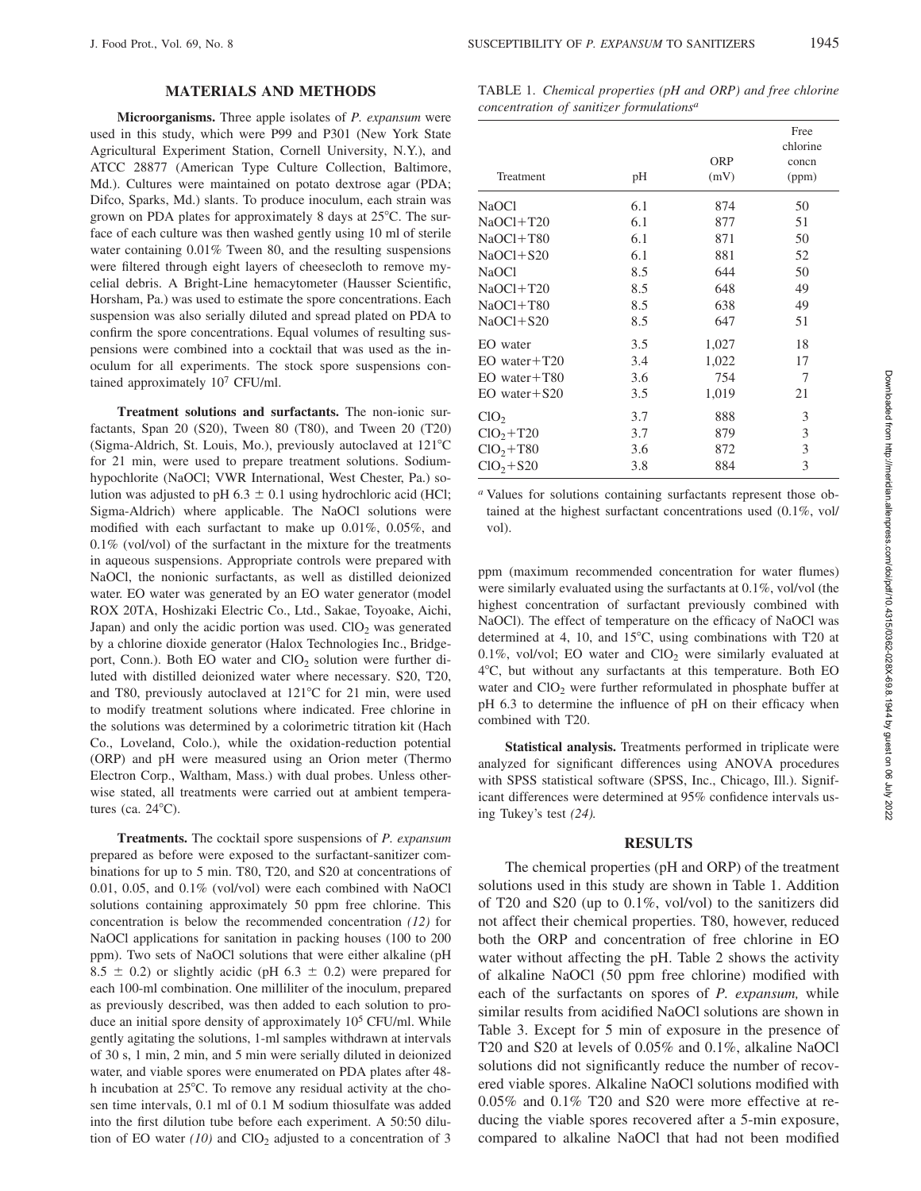## MATERIALS AND METHODS

**Microorganisms.** Three apple isolates of *P. expansum* were used in this study, which were P99 and P301 (New York State Agricultural Experiment Station, Cornell University, N.Y.), and ATCC 28877 (American Type Culture Collection, Baltimore, Md.). Cultures were maintained on potato dextrose agar (PDA; Difco, Sparks, Md.) slants. To produce inoculum, each strain was grown on PDA plates for approximately 8 days at 25°C. The surface of each culture was then washed gently using 10 ml of sterile water containing 0.01% Tween 80, and the resulting suspensions were filtered through eight layers of cheesecloth to remove mycelial debris. A Bright-Line hemacytometer (Hausser Scientific, Horsham, Pa.) was used to estimate the spore concentrations. Each suspension was also serially diluted and spread plated on PDA to confirm the spore concentrations. Equal volumes of resulting suspensions were combined into a cocktail that was used as the inoculum for all experiments. The stock spore suspensions contained approximately $10^7$ CFU/ml.

**Treatment solutions and surfactants.** The non-ionic surfactants, Span 20 (S20), Tween 80 (T80), and Tween 20 (T20) (Sigma-Aldrich, St. Louis, Mo.), previously autoclaved at 121°C for 21 min, were used to prepare treatment solutions. Sodium-hypochlorite (NaOCl; VWR International, West Chester, Pa.) solution was adjusted to pH 6.3 ± 0.1 using hydrochloric acid (HCl; Sigma-Aldrich) where applicable. The NaOCl solutions were modified with each surfactant to make up 0.01%, 0.05%, and 0.1% (vol/vol) of the surfactant in the mixture for the treatments in aqueous suspensions. Appropriate controls were prepared with NaOCl, the nonionic surfactants, as well as distilled deionized water. EO water was generated by an EO water generator (model ROX 20TA, Hoshizaki Electric Co., Ltd., Sakae, Toyoake, Aichi, Japan) and only the acidic portion was used. $ClO_2$ was generated by a chlorine dioxide generator (Halox Technologies Inc., Bridgeport, Conn.). Both EO water and $ClO_2$ solution were further diluted with distilled deionized water where necessary. S20, T20, and T80, previously autoclaved at 121°C for 21 min, were used to modify treatment solutions where indicated. Free chlorine in the solutions was determined by a colorimetric titration kit (Hach Co., Loveland, Colo.), while the oxidation-reduction potential (ORP) and pH were measured using an Orion meter (Thermo Electron Corp., Waltham, Mass.) with dual probes. Unless otherwise stated, all treatments were carried out at ambient temperatures (ca. 24°C).

**Treatments.** The cocktail spore suspensions of *P. expansum* prepared as before were exposed to the surfactant-sanitizer combinations for up to 5 min. T80, T20, and S20 at concentrations of 0.01, 0.05, and 0.1% (vol/vol) were each combined with NaOCl solutions containing approximately 50 ppm free chlorine. This concentration is below the recommended concentration *(12)* for NaOCl applications for sanitation in packing houses (100 to 200 ppm). Two sets of NaOCl solutions that were either alkaline (pH 8.5 ± 0.2) or slightly acidic (pH 6.3 ± 0.2) were prepared for each 100-ml combination. One milliliter of the inoculum, prepared as previously described, was then added to each solution to produce an initial spore density of approximately $10^5$ CFU/ml. While gently agitating the solutions, 1-ml samples withdrawn at intervals of 30 s, 1 min, 2 min, and 5 min were serially diluted in deionized water, and viable spores were enumerated on PDA plates after 48-h incubation at 25°C. To remove any residual activity at the chosen time intervals, 0.1 ml of 0.1 M sodium thiosulfate was added into the first dilution tube before each experiment. A 50:50 dilution of EO water *(10)* and $ClO_2$ adjusted to a concentration of 3 ppm (maximum recommended concentration for water flumes) were similarly evaluated using the surfactants at 0.1%, vol/vol (the highest concentration of surfactant previously combined with NaOCl). The effect of temperature on the efficacy of NaOCl was determined at 4, 10, and 15°C, using combinations with T20 at 0.1%, vol/vol; EO water and $ClO_2$ were similarly evaluated at 4°C, but without any surfactants at this temperature. Both EO water and $ClO_2$ were further reformulated in phosphate buffer at pH 6.3 to determine the influence of pH on their efficacy when combined with T20.

**Statistical analysis.** Treatments performed in triplicate were analyzed for significant differences using ANOVA procedures with SPSS statistical software (SPSS, Inc., Chicago, Ill.). Significant differences were determined at 95% confidence intervals using Tukey's test *(24)*.

TABLE 1. *Chemical properties (pH and ORP) and free chlorine concentration of sanitizer formulations*[a]

| Treatment | pH | ORP (mV) | Free chlorine concn (ppm) |
|---|---|---|---|
| NaOCl | 6.1 | 874 | 50 |
| NaOCl+T20 | 6.1 | 877 | 51 |
| NaOCl+T80 | 6.1 | 871 | 50 |
| NaOCl+S20 | 6.1 | 881 | 52 |
| NaOCl | 8.5 | 644 | 50 |
| NaOCl+T20 | 8.5 | 648 | 49 |
| NaOCl+T80 | 8.5 | 638 | 49 |
| NaOCl+S20 | 8.5 | 647 | 51 |
| EO water | 3.5 | 1,027 | 18 |
| EO water+T20 | 3.4 | 1,022 | 17 |
| EO water+T80 | 3.6 | 754 | 7 |
| EO water+S20 | 3.5 | 1,019 | 21 |
| $ClO_2$ | 3.7 | 888 | 3 |
| $ClO_2$+T20 | 3.7 | 879 | 3 |
| $ClO_2$+T80 | 3.6 | 872 | 3 |
| $ClO_2$+S20 | 3.8 | 884 | 3 |

[a] Values for solutions containing surfactants represent those obtained at the highest surfactant concentrations used (0.1%, vol/vol).

## RESULTS

The chemical properties (pH and ORP) of the treatment solutions used in this study are shown in Table 1. Addition of T20 and S20 (up to 0.1%, vol/vol) to the sanitizers did not affect their chemical properties. T80, however, reduced both the ORP and concentration of free chlorine in EO water without affecting the pH. Table 2 shows the activity of alkaline NaOCl (50 ppm free chlorine) modified with each of the surfactants on spores of *P. expansum,* while similar results from acidified NaOCl solutions are shown in Table 3. Except for 5 min of exposure in the presence of T20 and S20 at levels of 0.05% and 0.1%, alkaline NaOCl solutions did not significantly reduce the number of recovered viable spores. Alkaline NaOCl solutions modified with 0.05% and 0.1% T20 and S20 were more effective at reducing the viable spores recovered after a 5-min exposure, compared to alkaline NaOCl that had not been modified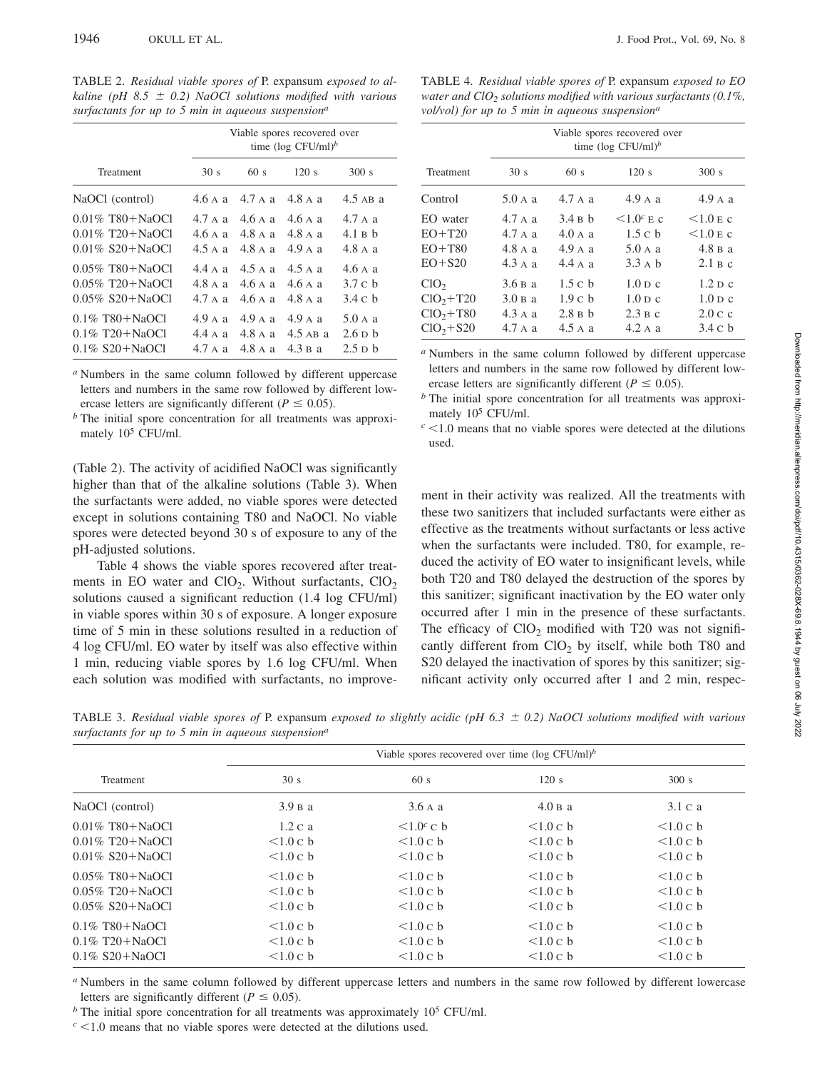TABLE 2. *Residual viable spores of* P. expansum *exposed to alkaline (pH 8.5 ± 0.2) NaOCl solutions modified with various surfactants for up to 5 min in aqueous suspension*[a]

| Treatment | Viable spores recovered over time (log CFU/ml)[b] | | | |
|---|---|---|---|---|
| | 30 s | 60 s | 120 s | 300 s |
| NaOCl (control) | 4.6 A a | 4.7 A a | 4.8 A a | 4.5 AB a |
| 0.01% T80+NaOCl | 4.7 A a | 4.6 A a | 4.6 A a | 4.7 A a |
| 0.01% T20+NaOCl | 4.6 A a | 4.8 A a | 4.8 A a | 4.1 B b |
| 0.01% S20+NaOCl | 4.5 A a | 4.8 A a | 4.9 A a | 4.8 A a |
| 0.05% T80+NaOCl | 4.4 A a | 4.5 A a | 4.5 A a | 4.6 A a |
| 0.05% T20+NaOCl | 4.8 A a | 4.6 A a | 4.6 A a | 3.7 C b |
| 0.05% S20+NaOCl | 4.7 A a | 4.6 A a | 4.8 A a | 3.4 C b |
| 0.1% T80+NaOCl | 4.9 A a | 4.9 A a | 4.9 A a | 5.0 A a |
| 0.1% T20+NaOCl | 4.4 A a | 4.8 A a | 4.5 AB a | 2.6 D b |
| 0.1% S20+NaOCl | 4.7 A a | 4.8 A a | 4.3 B a | 2.5 D b |

[a] Numbers in the same column followed by different uppercase letters and numbers in the same row followed by different lowercase letters are significantly different ($P \leq 0.05$).

[b] The initial spore concentration for all treatments was approximately $10^5$ CFU/ml.

(Table 2). The activity of acidified NaOCl was significantly higher than that of the alkaline solutions (Table 3). When the surfactants were added, no viable spores were detected except in solutions containing T80 and NaOCl. No viable spores were detected beyond 30 s of exposure to any of the pH-adjusted solutions.

Table 4 shows the viable spores recovered after treatments in EO water and $ClO_2$. Without surfactants, $ClO_2$ solutions caused a significant reduction (1.4 log CFU/ml) in viable spores within 30 s of exposure. A longer exposure time of 5 min in these solutions resulted in a reduction of 4 log CFU/ml. EO water by itself was also effective within 1 min, reducing viable spores by 1.6 log CFU/ml. When each solution was modified with surfactants, no improvement in their activity was realized. All the treatments with these two sanitizers that included surfactants were either as effective as the treatments without surfactants or less active when the surfactants were included. T80, for example, reduced the activity of EO water to insignificant levels, while both T20 and T80 delayed the destruction of the spores by this sanitizer; significant inactivation by the EO water only occurred after 1 min in the presence of these surfactants. The efficacy of $ClO_2$ modified with T20 was not significantly different from $ClO_2$ by itself, while both T80 and S20 delayed the inactivation of spores by this sanitizer; significant activity only occurred after 1 and 2 min, respec-

TABLE 4. *Residual viable spores of* P. expansum *exposed to EO water and $ClO_2$ solutions modified with various surfactants (0.1%, vol/vol) for up to 5 min in aqueous suspension*[a]

| Treatment | Viable spores recovered over time (log CFU/ml)[b] | | | |
|---|---|---|---|---|
| | 30 s | 60 s | 120 s | 300 s |
| Control | 5.0 A a | 4.7 A a | 4.9 A a | 4.9 A a |
| EO water | 4.7 A a | 3.4 B b | <1.0[c] E c | <1.0 E c |
| EO+T20 | 4.7 A a | 4.0 A a | 1.5 C b | <1.0 E c |
| EO+T80 | 4.8 A a | 4.9 A a | 5.0 A a | 4.8 B a |
| EO+S20 | 4.3 A a | 4.4 A a | 3.3 A b | 2.1 B c |
| $ClO_2$ | 3.6 B a | 1.5 C b | 1.0 D c | 1.2 D c |
| $ClO_2$+T20 | 3.0 B a | 1.9 C b | 1.0 D c | 1.0 D c |
| $ClO_2$+T80 | 4.3 A a | 2.8 B b | 2.3 B c | 2.0 C c |
| $ClO_2$+S20 | 4.7 A a | 4.5 A a | 4.2 A a | 3.4 C b |

[a] Numbers in the same column followed by different uppercase letters and numbers in the same row followed by different lowercase letters are significantly different ($P \leq 0.05$).

[b] The initial spore concentration for all treatments was approximately $10^5$ CFU/ml.

[c] <1.0 means that no viable spores were detected at the dilutions used.

TABLE 3. *Residual viable spores of* P. expansum *exposed to slightly acidic (pH 6.3 ± 0.2) NaOCl solutions modified with various surfactants for up to 5 min in aqueous suspension*[a]

| Treatment | Viable spores recovered over time (log CFU/ml)[b] | | | |
|---|---|---|---|---|
| | 30 s | 60 s | 120 s | 300 s |
| NaOCl (control) | 3.9 B a | 3.6 A a | 4.0 B a | 3.1 C a |
| 0.01% T80+NaOCl | 1.2 C a | <1.0[c] C b | <1.0 C b | <1.0 C b |
| 0.01% T20+NaOCl | <1.0 C b | <1.0 C b | <1.0 C b | <1.0 C b |
| 0.01% S20+NaOCl | <1.0 C b | <1.0 C b | <1.0 C b | <1.0 C b |
| 0.05% T80+NaOCl | <1.0 C b | <1.0 C b | <1.0 C b | <1.0 C b |
| 0.05% T20+NaOCl | <1.0 C b | <1.0 C b | <1.0 C b | <1.0 C b |
| 0.05% S20+NaOCl | <1.0 C b | <1.0 C b | <1.0 C b | <1.0 C b |
| 0.1% T80+NaOCl | <1.0 C b | <1.0 C b | <1.0 C b | <1.0 C b |
| 0.1% T20+NaOCl | <1.0 C b | <1.0 C b | <1.0 C b | <1.0 C b |
| 0.1% S20+NaOCl | <1.0 C b | <1.0 C b | <1.0 C b | <1.0 C b |

[a] Numbers in the same column followed by different uppercase letters and numbers in the same row followed by different lowercase letters are significantly different ($P \leq 0.05$).

[b] The initial spore concentration for all treatments was approximately $10^5$ CFU/ml.

[c] <1.0 means that no viable spores were detected at the dilutions used.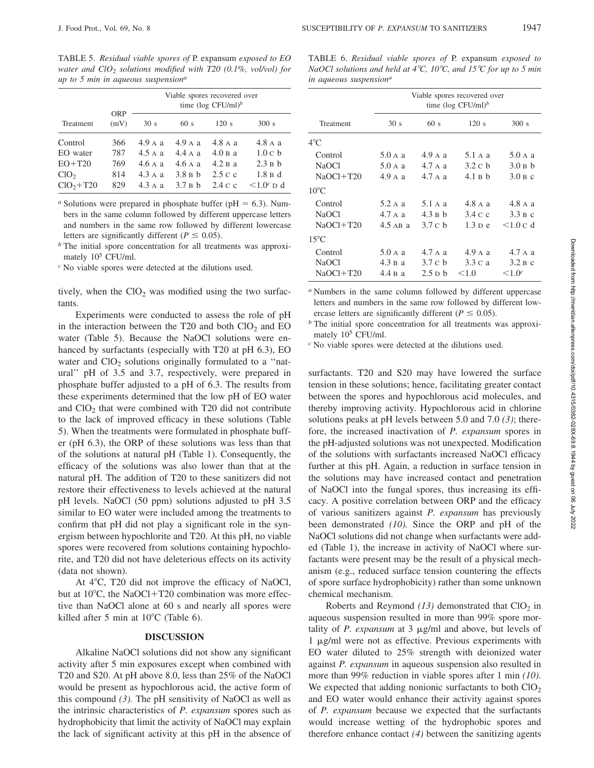TABLE 5. *Residual viable spores of* P. expansum *exposed to EO water and $ClO_2$ solutions modified with T20 (0.1%, vol/vol) for up to 5 min in aqueous suspension*[a]

| Treatment | ORP (mV) | Viable spores recovered over time (log CFU/ml)[b] | | | |
|---|---|---|---|---|---|
| | | 30 s | 60 s | 120 s | 300 s |
| Control | 366 | 4.9 A a | 4.9 A a | 4.8 A a | 4.8 A a |
| EO water | 787 | 4.5 A a | 4.4 A a | 4.0 B a | 1.0 C b |
| EO+T20 | 769 | 4.6 A a | 4.6 A a | 4.2 B a | 2.3 B b |
| $ClO_2$ | 814 | 4.3 A a | 3.8 B b | 2.5 C c | 1.8 B d |
| $ClO_2$+T20 | 829 | 4.3 A a | 3.7 B b | 2.4 C c | <1.0[c] D d |

[a] Solutions were prepared in phosphate buffer (pH = 6.3). Numbers in the same column followed by different uppercase letters and numbers in the same row followed by different lowercase letters are significantly different ($P \leq 0.05$).

[b] The initial spore concentration for all treatments was approximately $10^5$ CFU/ml.

[c] No viable spores were detected at the dilutions used.

tively, when the $ClO_2$ was modified using the two surfactants.

Experiments were conducted to assess the role of pH in the interaction between the T20 and both $ClO_2$ and EO water (Table 5). Because the NaOCl solutions were enhanced by surfactants (especially with T20 at pH 6.3), EO water and $ClO_2$ solutions originally formulated to a ''natural'' pH of 3.5 and 3.7, respectively, were prepared in phosphate buffer adjusted to a pH of 6.3. The results from these experiments determined that the low pH of EO water and $ClO_2$ that were combined with T20 did not contribute to the lack of improved efficacy in these solutions (Table 5). When the treatments were formulated in phosphate buffer (pH 6.3), the ORP of these solutions was less than that of the solutions at natural pH (Table 1). Consequently, the efficacy of the solutions was also lower than that at the natural pH. The addition of T20 to these sanitizers did not restore their effectiveness to levels achieved at the natural pH levels. NaOCl (50 ppm) solutions adjusted to pH 3.5 similar to EO water were included among the treatments to confirm that pH did not play a significant role in the synergism between hypochlorite and T20. At this pH, no viable spores were recovered from solutions containing hypochlorite, and T20 did not have deleterious effects on its activity (data not shown).

At 4°C, T20 did not improve the efficacy of NaOCl, but at 10°C, the NaOCl+T20 combination was more effective than NaOCl alone at 60 s and nearly all spores were killed after 5 min at 10°C (Table 6).

TABLE 6. *Residual viable spores of* P. expansum *exposed to NaOCl solutions and held at 4°C, 10°C, and 15°C for up to 5 min in aqueous suspension*[a]

| Treatment | Viable spores recovered over time (log CFU/ml)[b] | | | |
|---|---|---|---|---|
| | 30 s | 60 s | 120 s | 300 s |
| 4°C | | | | |
| Control | 5.0 A a | 4.9 A a | 5.1 A a | 5.0 A a |
| NaOCl | 5.0 A a | 4.7 A a | 3.2 C b | 3.0 B b |
| NaOCl+T20 | 4.9 A a | 4.7 A a | 4.1 B b | 3.0 B c |
| 10°C | | | | |
| Control | 5.2 A a | 5.1 A a | 4.8 A a | 4.8 A a |
| NaOCl | 4.7 A a | 4.3 B b | 3.4 C c | 3.3 B c |
| NaOCl+T20 | 4.5 AB a | 3.7 C b | 1.3 D e | <1.0 C d |
| 15°C | | | | |
| Control | 5.0 A a | 4.7 A a | 4.9 A a | 4.7 A a |
| NaOCl | 4.3 B a | 3.7 C b | 3.3 C a | 3.2 B c |
| NaOCl+T20 | 4.4 B a | 2.5 D b | <1.0 | <1.0[c] |

[a] Numbers in the same column followed by different uppercase letters and numbers in the same row followed by different lowercase letters are significantly different ($P \leq 0.05$).

[b] The initial spore concentration for all treatments was approximately $10^5$ CFU/ml.

[c] No viable spores were detected at the dilutions used.

## DISCUSSION

Alkaline NaOCl solutions did not show any significant activity after 5 min exposures except when combined with T20 and S20. At pH above 8.0, less than 25% of the NaOCl would be present as hypochlorous acid, the active form of this compound *(3)*. The pH sensitivity of NaOCl as well as the intrinsic characteristics of *P. expansum* spores such as hydrophobicity that limit the activity of NaOCl may explain the lack of significant activity at this pH in the absence of surfactants. T20 and S20 may have lowered the surface tension in these solutions; hence, facilitating greater contact between the spores and hypochlorous acid molecules, and thereby improving activity. Hypochlorous acid in chlorine solutions peaks at pH levels between 5.0 and 7.0 *(3)*; therefore, the increased inactivation of *P. expansum* spores in the pH-adjusted solutions was not unexpected. Modification of the solutions with surfactants increased NaOCl efficacy further at this pH. Again, a reduction in surface tension in the solutions may have increased contact and penetration of NaOCl into the fungal spores, thus increasing its efficacy. A positive correlation between ORP and the efficacy of various sanitizers against *P. expansum* has previously been demonstrated *(10)*. Since the ORP and pH of the NaOCl solutions did not change when surfactants were added (Table 1), the increase in activity of NaOCl where surfactants were present may be the result of a physical mechanism (e.g., reduced surface tension countering the effects of spore surface hydrophobicity) rather than some unknown chemical mechanism.

Roberts and Reymond *(13)* demonstrated that $ClO_2$ in aqueous suspension resulted in more than 99% spore mortality of *P. expansum* at 3 μg/ml and above, but levels of 1 μg/ml were not as effective. Previous experiments with EO water diluted to 25% strength with deionized water against *P. expansum* in aqueous suspension also resulted in more than 99% reduction in viable spores after 1 min *(10)*. We expected that adding nonionic surfactants to both $ClO_2$ and EO water would enhance their activity against spores of *P. expansum* because we expected that the surfactants would increase wetting of the hydrophobic spores and therefore enhance contact *(4)* between the sanitizing agents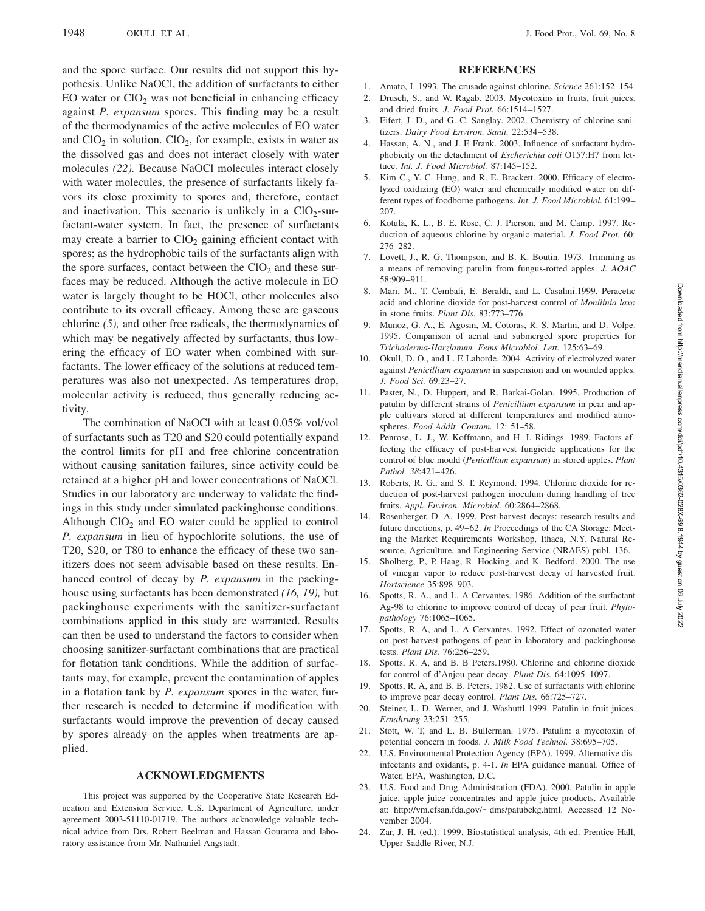and the spore surface. Our results did not support this hypothesis. Unlike NaOCl, the addition of surfactants to either EO water or $ClO_2$ was not beneficial in enhancing efficacy against *P. expansum* spores. This finding may be a result of the thermodynamics of the active molecules of EO water and $ClO_2$ in solution. $ClO_2$, for example, exists in water as the dissolved gas and does not interact closely with water molecules *(22).* Because NaOCl molecules interact closely with water molecules, the presence of surfactants likely favors its close proximity to spores and, therefore, contact and inactivation. This scenario is unlikely in a $ClO_2$-surfactant-water system. In fact, the presence of surfactants may create a barrier to $ClO_2$ gaining efficient contact with spores; as the hydrophobic tails of the surfactants align with the spore surfaces, contact between the $ClO_2$ and these surfaces may be reduced. Although the active molecule in EO water is largely thought to be HOCl, other molecules also contribute to its overall efficacy. Among these are gaseous chlorine *(5),* and other free radicals, the thermodynamics of which may be negatively affected by surfactants, thus lowering the efficacy of EO water when combined with surfactants. The lower efficacy of the solutions at reduced temperatures was also not unexpected. As temperatures drop, molecular activity is reduced, thus generally reducing activity.

The combination of NaOCl with at least 0.05% vol/vol of surfactants such as T20 and S20 could potentially expand the control limits for pH and free chlorine concentration without causing sanitation failures, since activity could be retained at a higher pH and lower concentrations of NaOCl. Studies in our laboratory are underway to validate the findings in this study under simulated packinghouse conditions. Although $ClO_2$ and EO water could be applied to control *P. expansum* in lieu of hypochlorite solutions, the use of T20, S20, or T80 to enhance the efficacy of these two sanitizers does not seem advisable based on these results. Enhanced control of decay by *P. expansum* in the packinghouse using surfactants has been demonstrated *(16, 19),* but packinghouse experiments with the sanitizer-surfactant combinations applied in this study are warranted. Results can then be used to understand the factors to consider when choosing sanitizer-surfactant combinations that are practical for flotation tank conditions. While the addition of surfactants may, for example, prevent the contamination of apples in a flotation tank by *P. expansum* spores in the water, further research is needed to determine if modification with surfactants would improve the prevention of decay caused by spores already on the apples when treatments are applied.

## ACKNOWLEDGMENTS

This project was supported by the Cooperative State Research Education and Extension Service, U.S. Department of Agriculture, under agreement 2003-51110-01719. The authors acknowledge valuable technical advice from Drs. Robert Beelman and Hassan Gourama and laboratory assistance from Mr. Nathaniel Angstadt.

## REFERENCES

1. Amato, I. 1993. The crusade against chlorine. *Science* 261:152–154.
2. Drusch, S., and W. Ragab. 2003. Mycotoxins in fruits, fruit juices, and dried fruits. *J. Food Prot.* 66:1514–1527.
3. Eifert, J. D., and G. C. Sanglay. 2002. Chemistry of chlorine sanitizers. *Dairy Food Environ. Sanit.* 22:534–538.
4. Hassan, A. N., and J. F. Frank. 2003. Influence of surfactant hydrophobicity on the detachment of *Escherichia coli* O157:H7 from lettuce. *Int. J. Food Microbiol.* 87:145–152.
5. Kim C., Y. C. Hung, and R. E. Brackett. 2000. Efficacy of electrolyzed oxidizing (EO) water and chemically modified water on different types of foodborne pathogens. *Int. J. Food Microbiol.* 61:199–207.
6. Kotula, K. L., B. E. Rose, C. J. Pierson, and M. Camp. 1997. Reduction of aqueous chlorine by organic material. *J. Food Prot.* 60: 276–282.
7. Lovett, J., R. G. Thompson, and B. K. Boutin. 1973. Trimming as a means of removing patulin from fungus-rotted apples. *J. AOAC* 58:909–911.
8. Mari, M., T. Cembali, E. Beraldi, and L. Casalini.1999. Peracetic acid and chlorine dioxide for post-harvest control of *Monilinia laxa* in stone fruits. *Plant Dis.* 83:773–776.
9. Munoz, G. A., E. Agosin, M. Cotoras, R. S. Martin, and D. Volpe. 1995. Comparison of aerial and submerged spore properties for *Trichoderma-Harzianum. Fems Microbiol. Lett.* 125:63–69.
10. Okull, D. O., and L. F. Laborde. 2004. Activity of electrolyzed water against *Penicillium expansum* in suspension and on wounded apples. *J. Food Sci.* 69:23–27.
11. Paster, N., D. Huppert, and R. Barkai-Golan. 1995. Production of patulin by different strains of *Penicillium expansum* in pear and apple cultivars stored at different temperatures and modified atmospheres. *Food Addit. Contam.* 12: 51–58.
12. Penrose, L. J., W. Koffmann, and H. I. Ridings. 1989. Factors affecting the efficacy of post-harvest fungicide applications for the control of blue mould (*Penicillium expansum*) in stored apples. *Plant Pathol. 38*:421–426.
13. Roberts, R. G., and S. T. Reymond. 1994. Chlorine dioxide for reduction of post-harvest pathogen inoculum during handling of tree fruits. *Appl. Environ. Microbiol.* 60:2864–2868.
14. Rosenberger, D. A. 1999. Post-harvest decays: research results and future directions, p. 49–62. *In* Proceedings of the CA Storage: Meeting the Market Requirements Workshop, Ithaca, N.Y. Natural Resource, Agriculture, and Engineering Service (NRAES) publ. 136.
15. Sholberg, P., P. Haag, R. Hocking, and K. Bedford. 2000. The use of vinegar vapor to reduce post-harvest decay of harvested fruit. *Hortscience* 35:898–903.
16. Spotts, R. A., and L. A Cervantes. 1986. Addition of the surfactant Ag-98 to chlorine to improve control of decay of pear fruit. *Phytopathology* 76:1065–1065.
17. Spotts, R. A, and L. A Cervantes. 1992. Effect of ozonated water on post-harvest pathogens of pear in laboratory and packinghouse tests. *Plant Dis.* 76:256–259.
18. Spotts, R. A, and B. B Peters.1980. Chlorine and chlorine dioxide for control of d'Anjou pear decay. *Plant Dis.* 64:1095–1097.
19. Spotts, R. A, and B. B. Peters. 1982. Use of surfactants with chlorine to improve pear decay control. *Plant Dis.* 66:725–727.
20. Steiner, I., D. Werner, and J. Washuttl 1999. Patulin in fruit juices. *Ernahrung* 23:251–255.
21. Stott, W. T, and L. B. Bullerman. 1975. Patulin: a mycotoxin of potential concern in foods. *J. Milk Food Technol.* 38:695–705.
22. U.S. Environmental Protection Agency (EPA). 1999. Alternative disinfectants and oxidants, p. 4-1. *In* EPA guidance manual. Office of Water, EPA, Washington, D.C.
23. U.S. Food and Drug Administration (FDA). 2000. Patulin in apple juice, apple juice concentrates and apple juice products. Available at: http://vm.cfsan.fda.gov/~dms/patubckg.html. Accessed 12 November 2004.
24. Zar, J. H. (ed.). 1999. Biostatistical analysis, 4th ed. Prentice Hall, Upper Saddle River, N.J.